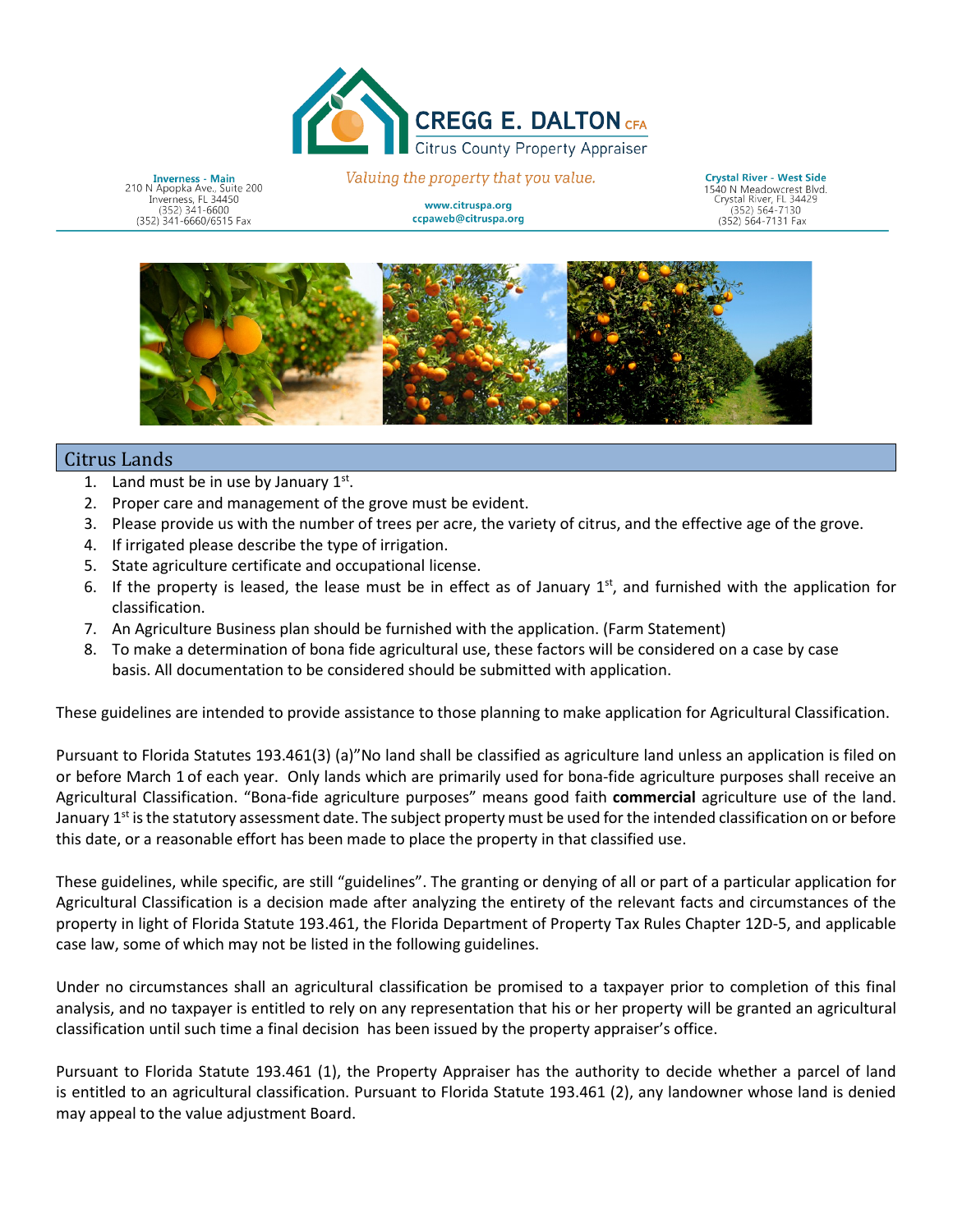# CREGG E. DALTON CFA

Citrus County Property Appraiser

**Inverness - Main**
210 N Apopka Ave., Suite 200
Inverness, FL 34450
(352) 341-6600
(352) 341-6660/6515 Fax

*Valuing the property that you value.*

www.citruspa.org
ccpaweb@citruspa.org

**Crystal River - West Side**
1540 N Meadowcrest Blvd.
Crystal River, FL 34429
(352) 564-7130
(352) 564-7131 Fax

## Citrus Lands

1. Land must be in use by January 1st.
2. Proper care and management of the grove must be evident.
3. Please provide us with the number of trees per acre, the variety of citrus, and the effective age of the grove.
4. If irrigated please describe the type of irrigation.
5. State agriculture certificate and occupational license.
6. If the property is leased, the lease must be in effect as of January 1st, and furnished with the application for classification.
7. An Agriculture Business plan should be furnished with the application. (Farm Statement)
8. To make a determination of bona fide agricultural use, these factors will be considered on a case by case basis. All documentation to be considered should be submitted with application.

These guidelines are intended to provide assistance to those planning to make application for Agricultural Classification.

Pursuant to Florida Statutes 193.461(3) (a)"No land shall be classified as agriculture land unless an application is filed on or before March 1 of each year. Only lands which are primarily used for bona-fide agriculture purposes shall receive an Agricultural Classification. "Bona-fide agriculture purposes" means good faith **commercial** agriculture use of the land. January 1st is the statutory assessment date. The subject property must be used for the intended classification on or before this date, or a reasonable effort has been made to place the property in that classified use.

These guidelines, while specific, are still "guidelines". The granting or denying of all or part of a particular application for Agricultural Classification is a decision made after analyzing the entirety of the relevant facts and circumstances of the property in light of Florida Statute 193.461, the Florida Department of Property Tax Rules Chapter 12D-5, and applicable case law, some of which may not be listed in the following guidelines.

Under no circumstances shall an agricultural classification be promised to a taxpayer prior to completion of this final analysis, and no taxpayer is entitled to rely on any representation that his or her property will be granted an agricultural classification until such time a final decision has been issued by the property appraiser's office.

Pursuant to Florida Statute 193.461 (1), the Property Appraiser has the authority to decide whether a parcel of land is entitled to an agricultural classification. Pursuant to Florida Statute 193.461 (2), any landowner whose land is denied may appeal to the value adjustment Board.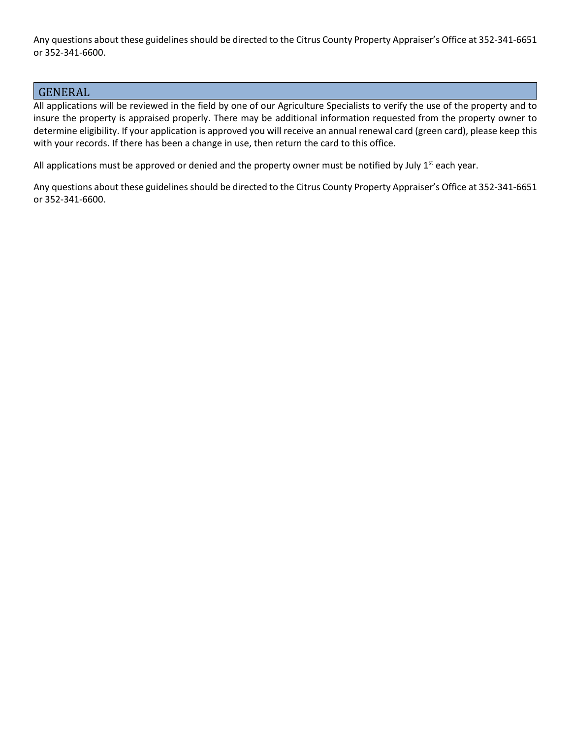Any questions about these guidelines should be directed to the Citrus County Property Appraiser's Office at 352-341-6651 or 352-341-6600.

## GENERAL

All applications will be reviewed in the field by one of our Agriculture Specialists to verify the use of the property and to insure the property is appraised properly. There may be additional information requested from the property owner to determine eligibility. If your application is approved you will receive an annual renewal card (green card), please keep this with your records. If there has been a change in use, then return the card to this office.

All applications must be approved or denied and the property owner must be notified by July 1st each year.

Any questions about these guidelines should be directed to the Citrus County Property Appraiser's Office at 352-341-6651 or 352-341-6600.